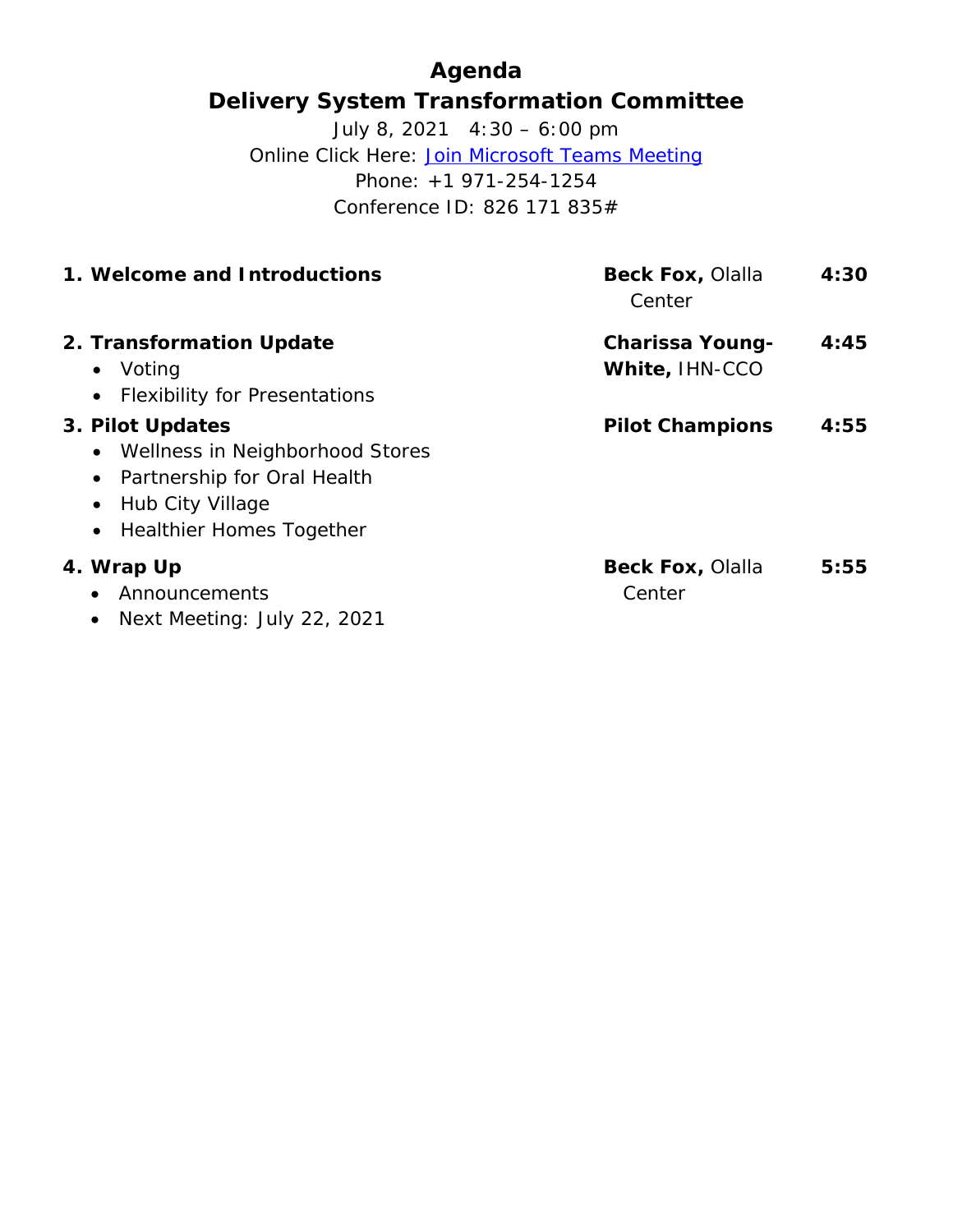# Agenda

## Delivery System Transformation Committee

July 8, 2021 4:30 – 6:00 pm

Online Click Here: Join Microsoft Teams Meeting

Phone: +1 971-254-1254

Conference ID: 826 171 835#

| Item | Presenter | Time |
|---|---|---|
| **1. Welcome and Introductions** | **Beck Fox,** Olalla Center | **4:30** |
| **2. Transformation Update**<br>• Voting<br>• Flexibility for Presentations | **Charissa Young-White,** IHN-CCO | **4:45** |
| **3. Pilot Updates**<br>• Wellness in Neighborhood Stores<br>• Partnership for Oral Health<br>• Hub City Village<br>• Healthier Homes Together | **Pilot Champions** | **4:55** |
| **4. Wrap Up**<br>• Announcements<br>• Next Meeting: July 22, 2021 | **Beck Fox,** Olalla Center | **5:55** |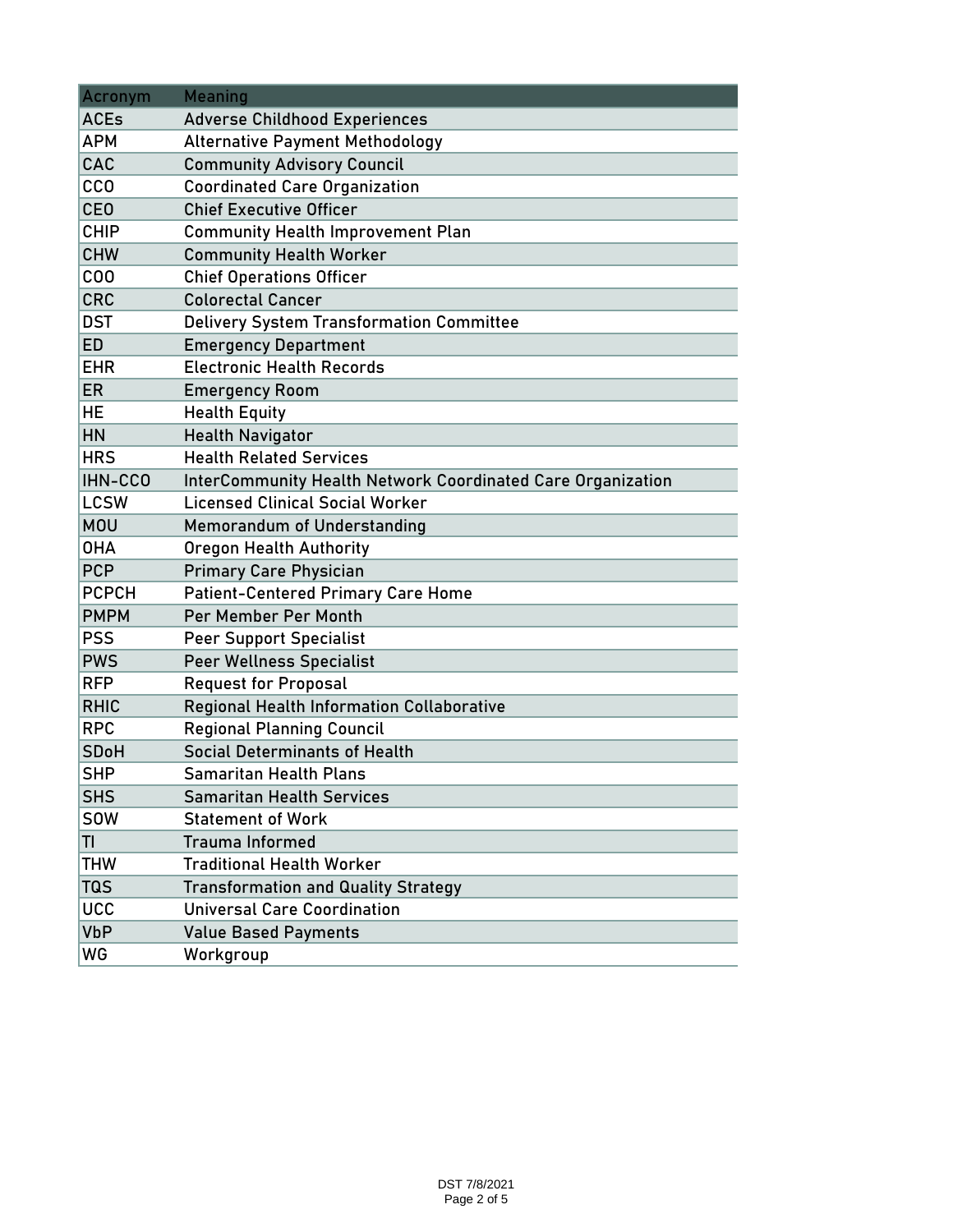| Acronym | Meaning |
|---|---|
| ACEs | Adverse Childhood Experiences |
| APM | Alternative Payment Methodology |
| CAC | Community Advisory Council |
| CCO | Coordinated Care Organization |
| CEO | Chief Executive Officer |
| CHIP | Community Health Improvement Plan |
| CHW | Community Health Worker |
| COO | Chief Operations Officer |
| CRC | Colorectal Cancer |
| DST | Delivery System Transformation Committee |
| ED | Emergency Department |
| EHR | Electronic Health Records |
| ER | Emergency Room |
| HE | Health Equity |
| HN | Health Navigator |
| HRS | Health Related Services |
| IHN-CCO | InterCommunity Health Network Coordinated Care Organization |
| LCSW | Licensed Clinical Social Worker |
| MOU | Memorandum of Understanding |
| OHA | Oregon Health Authority |
| PCP | Primary Care Physician |
| PCPCH | Patient-Centered Primary Care Home |
| PMPM | Per Member Per Month |
| PSS | Peer Support Specialist |
| PWS | Peer Wellness Specialist |
| RFP | Request for Proposal |
| RHIC | Regional Health Information Collaborative |
| RPC | Regional Planning Council |
| SDoH | Social Determinants of Health |
| SHP | Samaritan Health Plans |
| SHS | Samaritan Health Services |
| SOW | Statement of Work |
| TI | Trauma Informed |
| THW | Traditional Health Worker |
| TQS | Transformation and Quality Strategy |
| UCC | Universal Care Coordination |
| VbP | Value Based Payments |
| WG | Workgroup |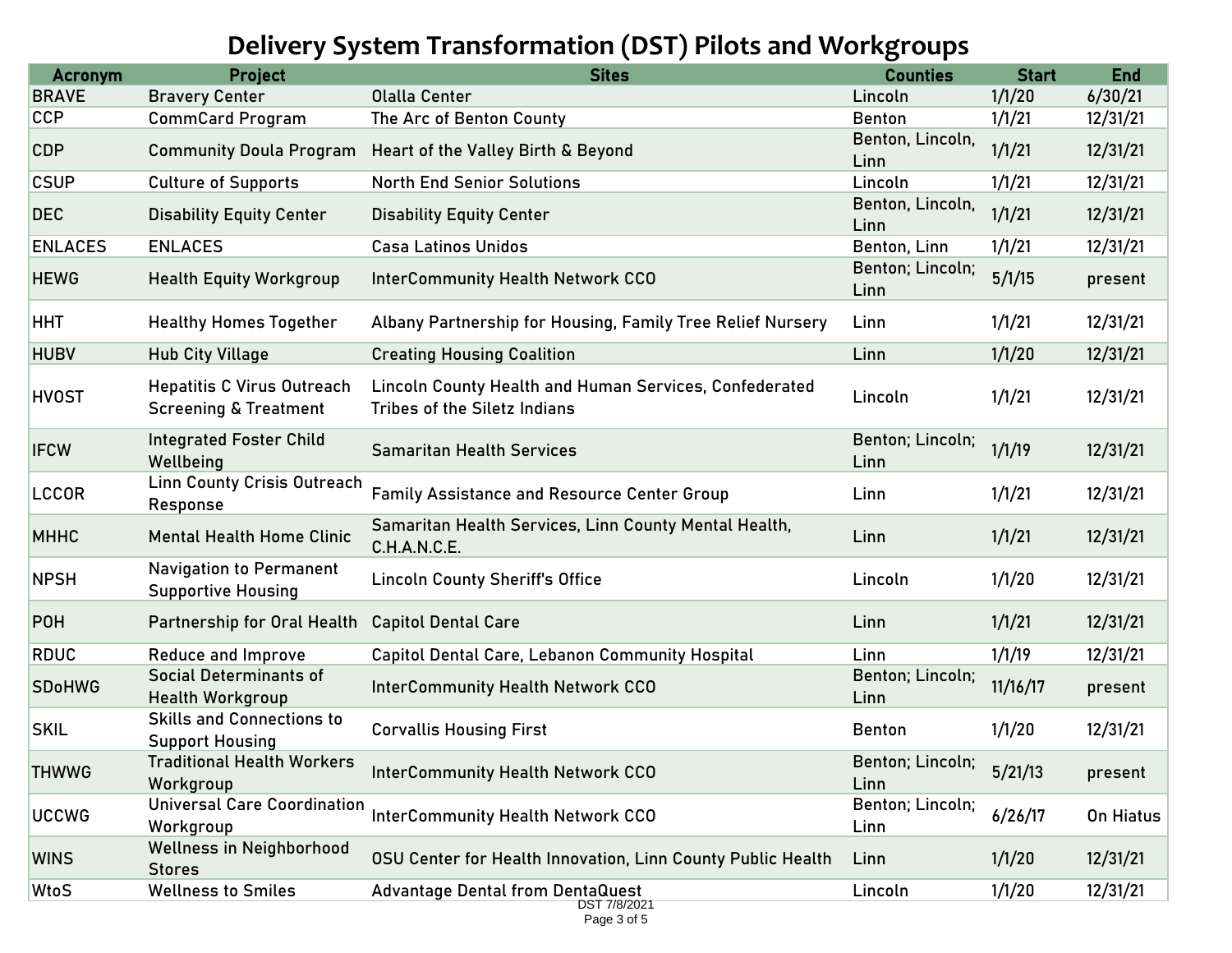# Delivery System Transformation (DST) Pilots and Workgroups

| Acronym | Project | Sites | Counties | Start | End |
|---|---|---|---|---|---|
| BRAVE | Bravery Center | Olalla Center | Lincoln | 1/1/20 | 6/30/21 |
| CCP | CommCard Program | The Arc of Benton County | Benton | 1/1/21 | 12/31/21 |
| CDP | Community Doula Program | Heart of the Valley Birth & Beyond | Benton, Lincoln, Linn | 1/1/21 | 12/31/21 |
| CSUP | Culture of Supports | North End Senior Solutions | Lincoln | 1/1/21 | 12/31/21 |
| DEC | Disability Equity Center | Disability Equity Center | Benton, Lincoln, Linn | 1/1/21 | 12/31/21 |
| ENLACES | ENLACES | Casa Latinos Unidos | Benton, Linn | 1/1/21 | 12/31/21 |
| HEWG | Health Equity Workgroup | InterCommunity Health Network CCO | Benton; Lincoln; Linn | 5/1/15 | present |
| HHT | Healthy Homes Together | Albany Partnership for Housing, Family Tree Relief Nursery | Linn | 1/1/21 | 12/31/21 |
| HUBV | Hub City Village | Creating Housing Coalition | Linn | 1/1/20 | 12/31/21 |
| HVOST | Hepatitis C Virus Outreach Screening & Treatment | Lincoln County Health and Human Services, Confederated Tribes of the Siletz Indians | Lincoln | 1/1/21 | 12/31/21 |
| IFCW | Integrated Foster Child Wellbeing | Samaritan Health Services | Benton; Lincoln; Linn | 1/1/19 | 12/31/21 |
| LCCOR | Linn County Crisis Outreach Response | Family Assistance and Resource Center Group | Linn | 1/1/21 | 12/31/21 |
| MHHC | Mental Health Home Clinic | Samaritan Health Services, Linn County Mental Health, C.H.A.N.C.E. | Linn | 1/1/21 | 12/31/21 |
| NPSH | Navigation to Permanent Supportive Housing | Lincoln County Sheriff's Office | Lincoln | 1/1/20 | 12/31/21 |
| POH | Partnership for Oral Health | Capitol Dental Care | Linn | 1/1/21 | 12/31/21 |
| RDUC | Reduce and Improve | Capitol Dental Care, Lebanon Community Hospital | Linn | 1/1/19 | 12/31/21 |
| SDoHWG | Social Determinants of Health Workgroup | InterCommunity Health Network CCO | Benton; Lincoln; Linn | 11/16/17 | present |
| SKIL | Skills and Connections to Support Housing | Corvallis Housing First | Benton | 1/1/20 | 12/31/21 |
| THWWG | Traditional Health Workers Workgroup | InterCommunity Health Network CCO | Benton; Lincoln; Linn | 5/21/13 | present |
| UCCWG | Universal Care Coordination Workgroup | InterCommunity Health Network CCO | Benton; Lincoln; Linn | 6/26/17 | On Hiatus |
| WINS | Wellness in Neighborhood Stores | OSU Center for Health Innovation, Linn County Public Health | Linn | 1/1/20 | 12/31/21 |
| WtoS | Wellness to Smiles | Advantage Dental from DentaQuest | Lincoln | 1/1/20 | 12/31/21 |

DST 7/8/2021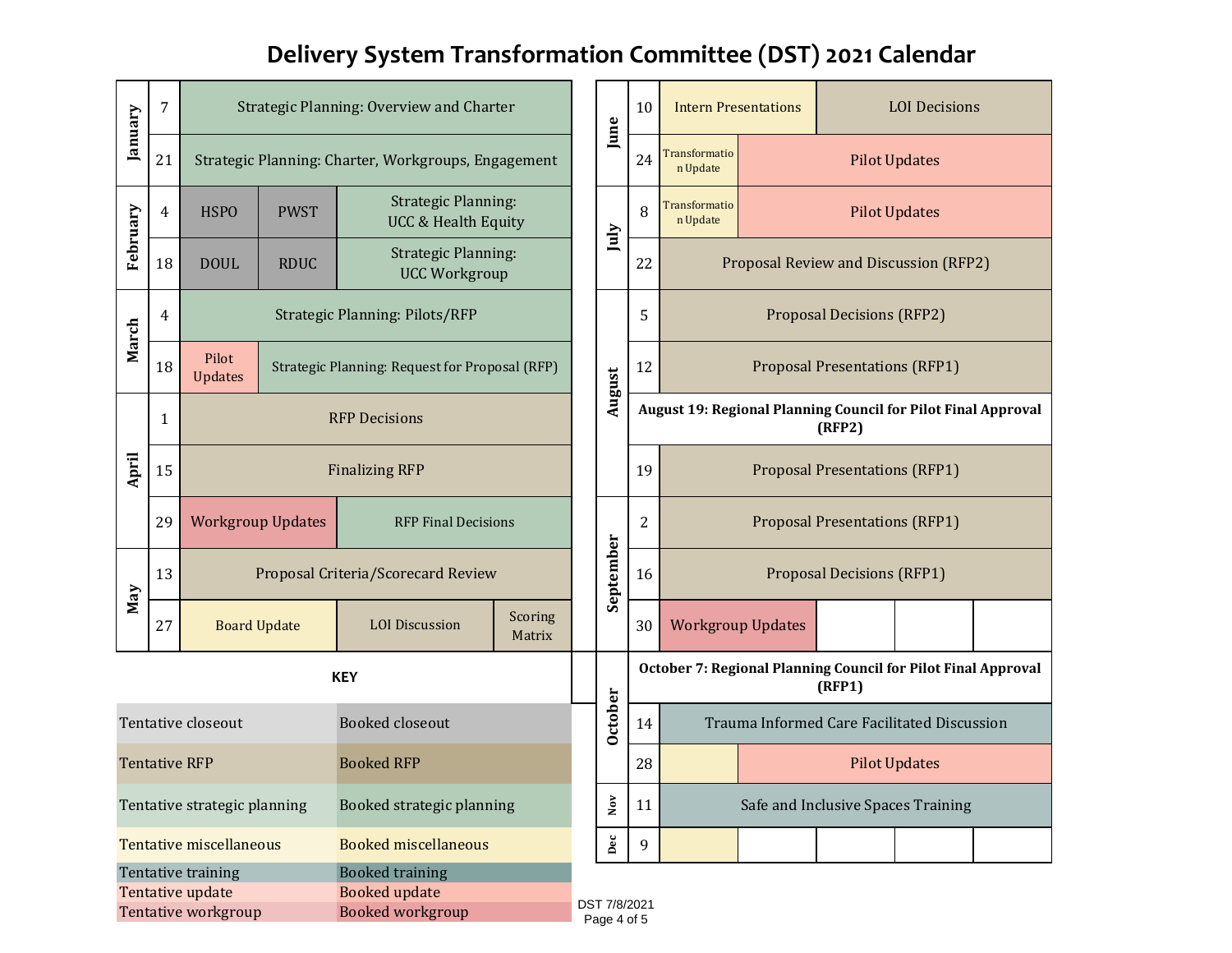# Delivery System Transformation Committee (DST) 2021 Calendar

| Month | Date | Agenda | | |
|---|---|---|---|---|
| January | 7 | Strategic Planning: Overview and Charter | | |
| January | 21 | Strategic Planning: Charter, Workgroups, Engagement | | |
| February | 4 | HSPO | PWST | Strategic Planning: UCC & Health Equity |
| February | 18 | DOUL | RDUC | Strategic Planning: UCC Workgroup |
| March | 4 | Strategic Planning: Pilots/RFP | | |
| March | 18 | Pilot Updates | Strategic Planning: Request for Proposal (RFP) | |
| April | 1 | RFP Decisions | | |
| April | 15 | Finalizing RFP | | |
| April | 29 | Workgroup Updates | RFP Final Decisions | |
| May | 13 | Proposal Criteria/Scorecard Review | | |
| May | 27 | Board Update | LOI Discussion | Scoring Matrix |

| Month | Date | Agenda | | | |
|---|---|---|---|---|---|
| June | 10 | Intern Presentations | LOI Decisions | | |
| June | 24 | Transformation Update | Pilot Updates | | |
| July | 8 | Transformation Update | Pilot Updates | | |
| July | 22 | Proposal Review and Discussion (RFP2) | | | |
| August | 5 | Proposal Decisions (RFP2) | | | |
| August | 12 | Proposal Presentations (RFP1) | | | |
| August | | **August 19: Regional Planning Council for Pilot Final Approval (RFP2)** | | | |
| August | 19 | Proposal Presentations (RFP1) | | | |
| September | 2 | Proposal Presentations (RFP1) | | | |
| September | 16 | Proposal Decisions (RFP1) | | | |
| September | 30 | Workgroup Updates | | | |
| October | | **October 7: Regional Planning Council for Pilot Final Approval (RFP1)** | | | |
| October | 14 | Trauma Informed Care Facilitated Discussion | | | |
| October | 28 | | Pilot Updates | | |
| Nov | 11 | Safe and Inclusive Spaces Training | | | |
| Dec | 9 | | | | |

**KEY**

| Tentative | Booked |
|---|---|
| Tentative closeout | Booked closeout |
| Tentative RFP | Booked RFP |
| Tentative strategic planning | Booked strategic planning |
| Tentative miscellaneous | Booked miscellaneous |
| Tentative training | Booked training |
| Tentative update | Booked update |
| Tentative workgroup | Booked workgroup |

DST 7/8/2021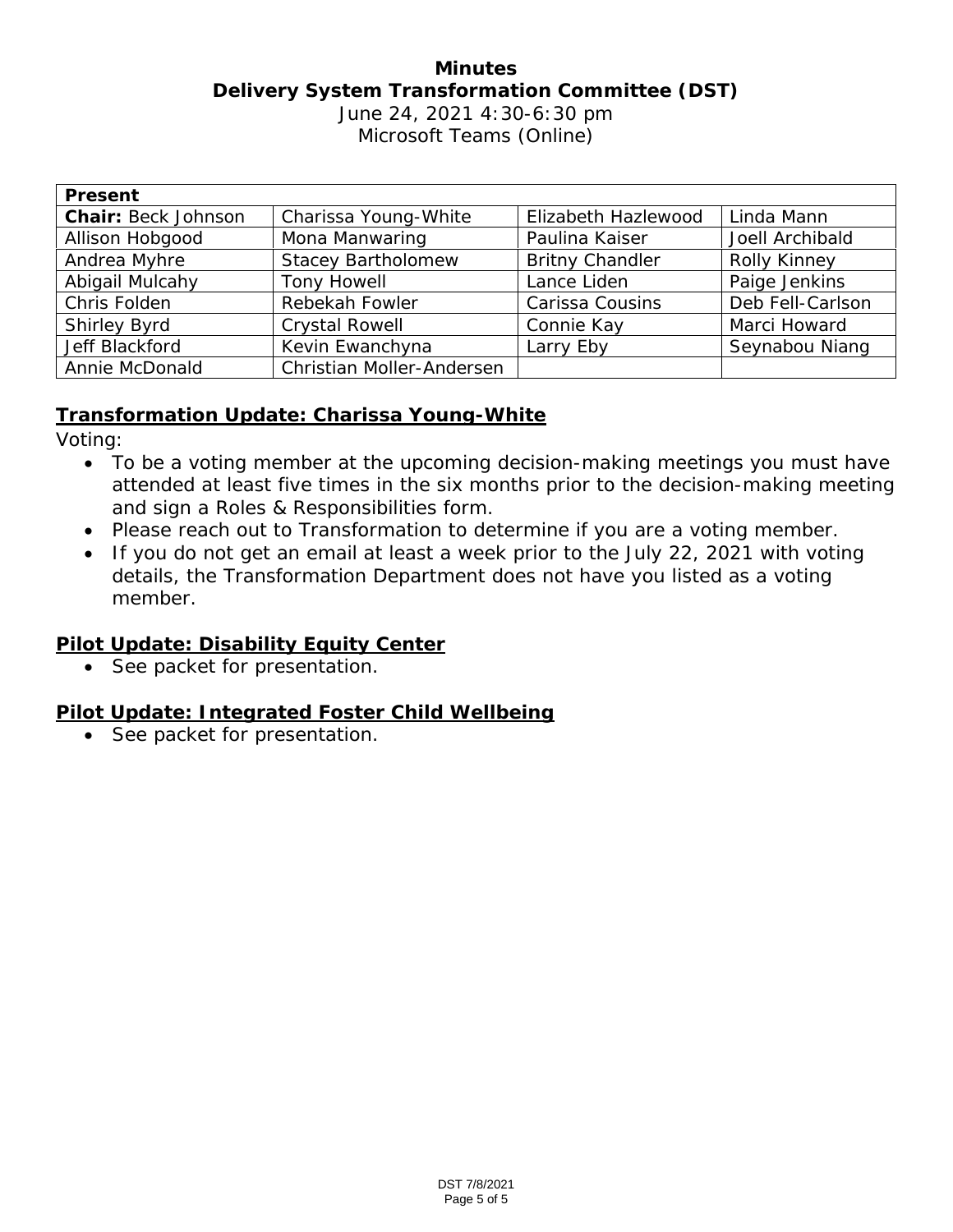**Minutes**
**Delivery System Transformation Committee (DST)**
June 24, 2021 4:30-6:30 pm
Microsoft Teams (Online)

| **Present** | | | |
|---|---|---|---|
| **Chair:** Beck Johnson | Charissa Young-White | Elizabeth Hazlewood | Linda Mann |
| Allison Hobgood | Mona Manwaring | Paulina Kaiser | Joell Archibald |
| Andrea Myhre | Stacey Bartholomew | Britny Chandler | Rolly Kinney |
| Abigail Mulcahy | Tony Howell | Lance Liden | Paige Jenkins |
| Chris Folden | Rebekah Fowler | Carissa Cousins | Deb Fell-Carlson |
| Shirley Byrd | Crystal Rowell | Connie Kay | Marci Howard |
| Jeff Blackford | Kevin Ewanchyna | Larry Eby | Seynabou Niang |
| Annie McDonald | Christian Moller-Andersen | | |

## Transformation Update: Charissa Young-White

Voting:

- To be a voting member at the upcoming decision-making meetings you must have attended at least five times in the six months prior to the decision-making meeting and sign a Roles & Responsibilities form.
- Please reach out to Transformation to determine if you are a voting member.
- If you do not get an email at least a week prior to the July 22, 2021 with voting details, the Transformation Department does not have you listed as a voting member.

## Pilot Update: Disability Equity Center

- See packet for presentation.

## Pilot Update: Integrated Foster Child Wellbeing

- See packet for presentation.